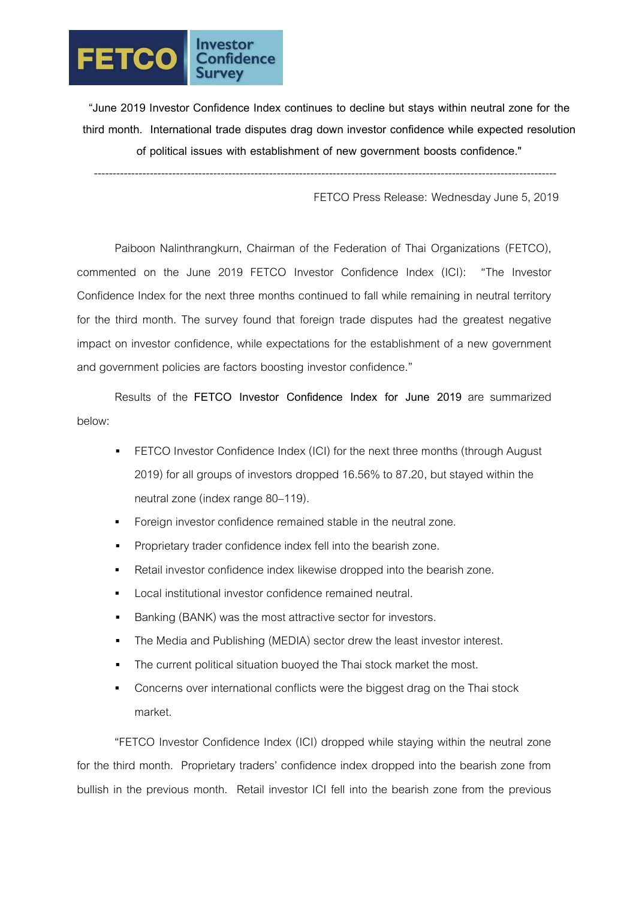FETCO Investor Confidence Survey

**"June 2019 Investor Confidence Index continues to decline but stays within neutral zone for the third month. International trade disputes drag down investor confidence while expected resolution of political issues with establishment of new government boosts confidence."**

---

FETCO Press Release: Wednesday June 5, 2019

Paiboon Nalinthrangkurn, Chairman of the Federation of Thai Organizations (FETCO), commented on the June 2019 FETCO Investor Confidence Index (ICI): "The Investor Confidence Index for the next three months continued to fall while remaining in neutral territory for the third month. The survey found that foreign trade disputes had the greatest negative impact on investor confidence, while expectations for the establishment of a new government and government policies are factors boosting investor confidence."

Results of the **FETCO Investor Confidence Index for June 2019** are summarized below:

- FETCO Investor Confidence Index (ICI) for the next three months (through August 2019) for all groups of investors dropped 16.56% to 87.20, but stayed within the neutral zone (index range 80–119).
- Foreign investor confidence remained stable in the neutral zone.
- Proprietary trader confidence index fell into the bearish zone.
- Retail investor confidence index likewise dropped into the bearish zone.
- Local institutional investor confidence remained neutral.
- Banking (BANK) was the most attractive sector for investors.
- The Media and Publishing (MEDIA) sector drew the least investor interest.
- The current political situation buoyed the Thai stock market the most.
- Concerns over international conflicts were the biggest drag on the Thai stock market.

"FETCO Investor Confidence Index (ICI) dropped while staying within the neutral zone for the third month. Proprietary traders' confidence index dropped into the bearish zone from bullish in the previous month. Retail investor ICI fell into the bearish zone from the previous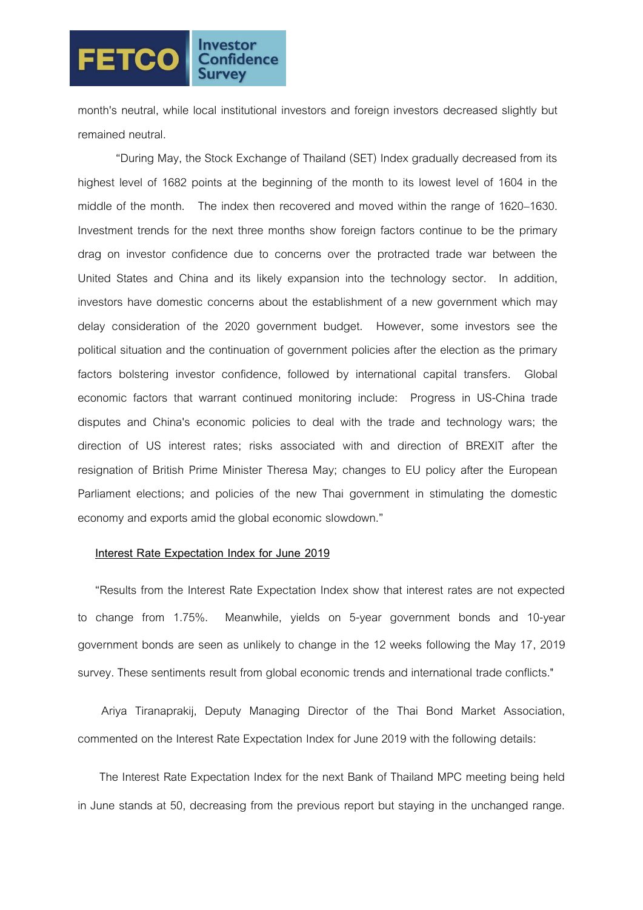month's neutral, while local institutional investors and foreign investors decreased slightly but remained neutral.

"During May, the Stock Exchange of Thailand (SET) Index gradually decreased from its highest level of 1682 points at the beginning of the month to its lowest level of 1604 in the middle of the month. The index then recovered and moved within the range of 1620–1630. Investment trends for the next three months show foreign factors continue to be the primary drag on investor confidence due to concerns over the protracted trade war between the United States and China and its likely expansion into the technology sector. In addition, investors have domestic concerns about the establishment of a new government which may delay consideration of the 2020 government budget. However, some investors see the political situation and the continuation of government policies after the election as the primary factors bolstering investor confidence, followed by international capital transfers. Global economic factors that warrant continued monitoring include: Progress in US-China trade disputes and China's economic policies to deal with the trade and technology wars; the direction of US interest rates; risks associated with and direction of BREXIT after the resignation of British Prime Minister Theresa May; changes to EU policy after the European Parliament elections; and policies of the new Thai government in stimulating the domestic economy and exports amid the global economic slowdown."

**Interest Rate Expectation Index for June 2019**

"Results from the Interest Rate Expectation Index show that interest rates are not expected to change from 1.75%. Meanwhile, yields on 5-year government bonds and 10-year government bonds are seen as unlikely to change in the 12 weeks following the May 17, 2019 survey. These sentiments result from global economic trends and international trade conflicts."

Ariya Tiranaprakij, Deputy Managing Director of the Thai Bond Market Association, commented on the Interest Rate Expectation Index for June 2019 with the following details:

The Interest Rate Expectation Index for the next Bank of Thailand MPC meeting being held in June stands at 50, decreasing from the previous report but staying in the unchanged range.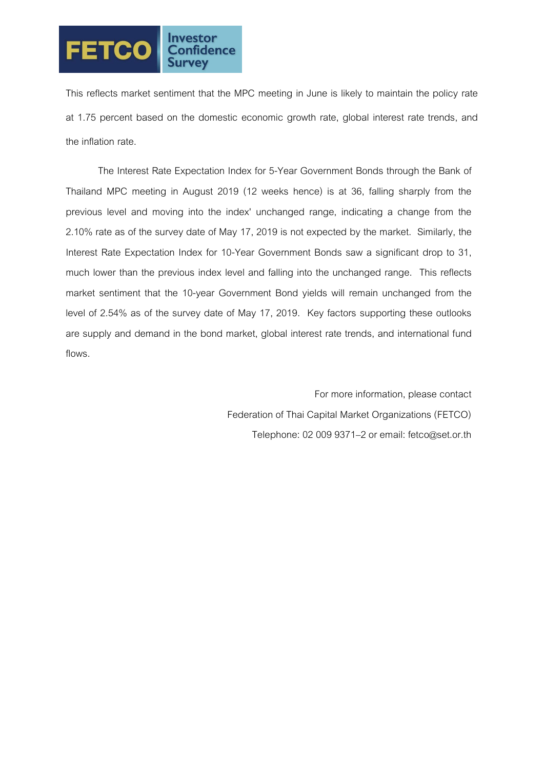This reflects market sentiment that the MPC meeting in June is likely to maintain the policy rate at 1.75 percent based on the domestic economic growth rate, global interest rate trends, and the inflation rate.

The Interest Rate Expectation Index for 5-Year Government Bonds through the Bank of Thailand MPC meeting in August 2019 (12 weeks hence) is at 36, falling sharply from the previous level and moving into the index' unchanged range, indicating a change from the 2.10% rate as of the survey date of May 17, 2019 is not expected by the market. Similarly, the Interest Rate Expectation Index for 10-Year Government Bonds saw a significant drop to 31, much lower than the previous index level and falling into the unchanged range. This reflects market sentiment that the 10-year Government Bond yields will remain unchanged from the level of 2.54% as of the survey date of May 17, 2019. Key factors supporting these outlooks are supply and demand in the bond market, global interest rate trends, and international fund flows.

For more information, please contact

Federation of Thai Capital Market Organizations (FETCO)

Telephone: 02 009 9371–2 or email: fetco@set.or.th